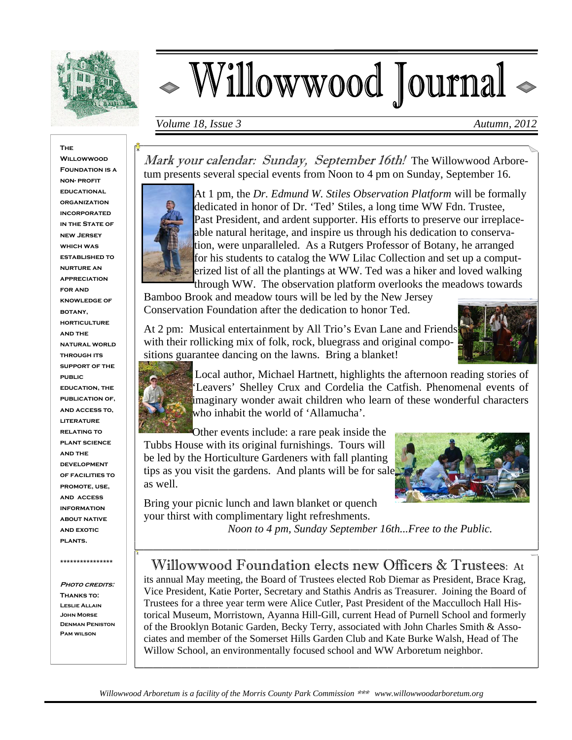# Willowwood Journal

*Volume 18, Issue 3* *Autumn, 2012*

**The Willowwood Foundation is a non- profit educational organization incorporated in the State of New Jersey which was established to nurture an appreciation for and knowledge of botany, horticulture and the natural world through its support of the public education, the publication of, and access to, literature relating to plant science and the development of facilities to promote, use, and access information about native and exotic plants.**

****************

***Photo credits:***
**Thanks to:**
**Leslie Allain**
**John Morse**
**Denman Peniston**
**Pam wilson**

*Mark your calendar: Sunday, September 16th!* The Willowwood Arboretum presents several special events from Noon to 4 pm on Sunday, September 16.

At 1 pm, the *Dr. Edmund W. Stiles Observation Platform* will be formally dedicated in honor of Dr. 'Ted' Stiles, a long time WW Fdn. Trustee, Past President, and ardent supporter. His efforts to preserve our irreplaceable natural heritage, and inspire us through his dedication to conservation, were unparalleled. As a Rutgers Professor of Botany, he arranged for his students to catalog the WW Lilac Collection and set up a computerized list of all the plantings at WW. Ted was a hiker and loved walking through WW. The observation platform overlooks the meadows towards Bamboo Brook and meadow tours will be led by the New Jersey Conservation Foundation after the dedication to honor Ted.

At 2 pm: Musical entertainment by All Trio's Evan Lane and Friends with their rollicking mix of folk, rock, bluegrass and original compositions guarantee dancing on the lawns. Bring a blanket!

Local author, Michael Hartnett, highlights the afternoon reading stories of 'Leavers' Shelley Crux and Cordelia the Catfish. Phenomenal events of imaginary wonder await children who learn of these wonderful characters who inhabit the world of 'Allamucha'.

Other events include: a rare peak inside the Tubbs House with its original furnishings. Tours will be led by the Horticulture Gardeners with fall planting tips as you visit the gardens. And plants will be for sale as well.

Bring your picnic lunch and lawn blanket or quench your thirst with complimentary light refreshments.

*Noon to 4 pm, Sunday September 16th...Free to the Public.*

## Willowwood Foundation elects new Officers & Trustees:

At its annual May meeting, the Board of Trustees elected Rob Diemar as President, Brace Krag, Vice President, Katie Porter, Secretary and Stathis Andris as Treasurer. Joining the Board of Trustees for a three year term were Alice Cutler, Past President of the Macculloch Hall Historical Museum, Morristown, Ayanna Hill-Gill, current Head of Purnell School and formerly of the Brooklyn Botanic Garden, Becky Terry, associated with John Charles Smith & Associates and member of the Somerset Hills Garden Club and Kate Burke Walsh, Head of The Willow School, an environmentally focused school and WW Arboretum neighbor.

*Willowwood Arboretum is a facility of the Morris County Park Commission \*\*\* www.willowwoodarboretum.org*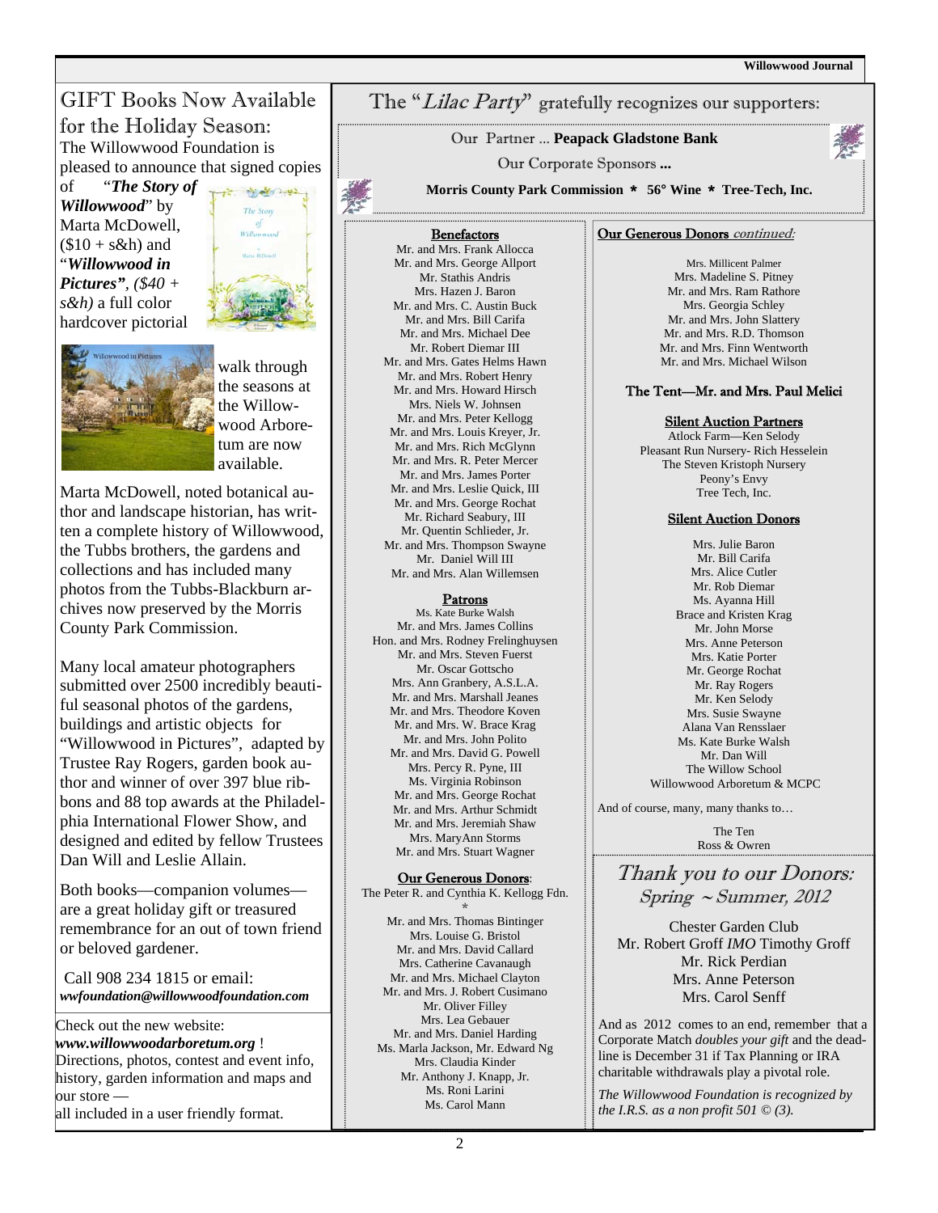## GIFT Books Now Available for the Holiday Season:

The Willowwood Foundation is pleased to announce that signed copies of "***The Story of Willowwood***" by Marta McDowell, ($10 + s&h) and "***Willowwood in Pictures***", *($40 + s&h)* a full color hardcover pictorial walk through the seasons at the Willowwood Arboretum are now available.

Marta McDowell, noted botanical author and landscape historian, has written a complete history of Willowwood, the Tubbs brothers, the gardens and collections and has included many photos from the Tubbs-Blackburn archives now preserved by the Morris County Park Commission.

Many local amateur photographers submitted over 2500 incredibly beautiful seasonal photos of the gardens, buildings and artistic objects for "Willowwood in Pictures", adapted by Trustee Ray Rogers, garden book author and winner of over 397 blue ribbons and 88 top awards at the Philadelphia International Flower Show, and designed and edited by fellow Trustees Dan Will and Leslie Allain.

Both books—companion volumes—are a great holiday gift or treasured remembrance for an out of town friend or beloved gardener.

Call 908 234 1815 or email: ***wwfoundation@willowwoodfoundation.com***

Check out the new website: ***www.willowwoodarboretum.org*** ! Directions, photos, contest and event info, history, garden information and maps and our store — all included in a user friendly format.

## The "*Lilac Party*" gratefully recognizes our supporters:

Our Partner ... **Peapack Gladstone Bank**

Our Corporate Sponsors **...**

**Morris County Park Commission * 56° Wine * Tree-Tech, Inc.**

### Benefactors

Mr. and Mrs. Frank Allocca
Mr. and Mrs. George Allport
Mr. Stathis Andris
Mrs. Hazen J. Baron
Mr. and Mrs. C. Austin Buck
Mr. and Mrs. Bill Carifa
Mr. and Mrs. Michael Dee
Mr. Robert Diemar III
Mr. and Mrs. Gates Helms Hawn
Mr. and Mrs. Robert Henry
Mr. and Mrs. Howard Hirsch
Mrs. Niels W. Johnsen
Mr. and Mrs. Peter Kellogg
Mr. and Mrs. Louis Kreyer, Jr.
Mr. and Mrs. Rich McGlynn
Mr. and Mrs. R. Peter Mercer
Mr. and Mrs. James Porter
Mr. and Mrs. Leslie Quick, III
Mr. and Mrs. George Rochat
Mr. Richard Seabury, III
Mr. Quentin Schlieder, Jr.
Mr. and Mrs. Thompson Swayne
Mr. Daniel Will III
Mr. and Mrs. Alan Willemsen

### Patrons

Ms. Kate Burke Walsh
Mr. and Mrs. James Collins
Hon. and Mrs. Rodney Frelinghuysen
Mr. and Mrs. Steven Fuerst
Mr. Oscar Gottscho
Mrs. Ann Granbery, A.S.L.A.
Mr. and Mrs. Marshall Jeanes
Mr. and Mrs. Theodore Koven
Mr. and Mrs. W. Brace Krag
Mr. and Mrs. John Polito
Mr. and Mrs. David G. Powell
Mrs. Percy R. Pyne, III
Ms. Virginia Robinson
Mr. and Mrs. George Rochat
Mr. and Mrs. Arthur Schmidt
Mr. and Mrs. Jeremiah Shaw
Mrs. MaryAnn Storms
Mr. and Mrs. Stuart Wagner

### Our Generous Donors:

The Peter R. and Cynthia K. Kellogg Fdn.

*

Mr. and Mrs. Thomas Bintinger
Mrs. Louise G. Bristol
Mr. and Mrs. David Callard
Mrs. Catherine Cavanaugh
Mr. and Mrs. Michael Clayton
Mr. and Mrs. J. Robert Cusimano
Mr. Oliver Filley
Mrs. Lea Gebauer
Mr. and Mrs. Daniel Harding
Ms. Marla Jackson, Mr. Edward Ng
Mrs. Claudia Kinder
Mr. Anthony J. Knapp, Jr.
Ms. Roni Larini
Ms. Carol Mann

### Our Generous Donors *continued:*

Mrs. Millicent Palmer
Mrs. Madeline S. Pitney
Mr. and Mrs. Ram Rathore
Mrs. Georgia Schley
Mr. and Mrs. John Slattery
Mr. and Mrs. R.D. Thomson
Mr. and Mrs. Finn Wentworth
Mr. and Mrs. Michael Wilson

### The Tent—Mr. and Mrs. Paul Melici

### Silent Auction Partners

Atlock Farm—Ken Selody
Pleasant Run Nursery- Rich Hesselein
The Steven Kristoph Nursery
Peony's Envy
Tree Tech, Inc.

### Silent Auction Donors

Mrs. Julie Baron
Mr. Bill Carifa
Mrs. Alice Cutler
Mr. Rob Diemar
Ms. Ayanna Hill
Brace and Kristen Krag
Mr. John Morse
Mrs. Anne Peterson
Mrs. Katie Porter
Mr. George Rochat
Mr. Ray Rogers
Mr. Ken Selody
Mrs. Susie Swayne
Alana Van Rensslaer
Ms. Kate Burke Walsh
Mr. Dan Will
The Willow School
Willowwood Arboretum & MCPC

And of course, many, many thanks to…

The Ten
Ross & Owren

## *Thank you to our Donors: Spring ~ Summer, 2012*

Chester Garden Club
Mr. Robert Groff *IMO* Timothy Groff
Mr. Rick Perdian
Mrs. Anne Peterson
Mrs. Carol Senff

And as 2012 comes to an end, remember that a Corporate Match *doubles your gift* and the deadline is December 31 if Tax Planning or IRA charitable withdrawals play a pivotal role.

*The Willowwood Foundation is recognized by the I.R.S. as a non profit 501 © (3).*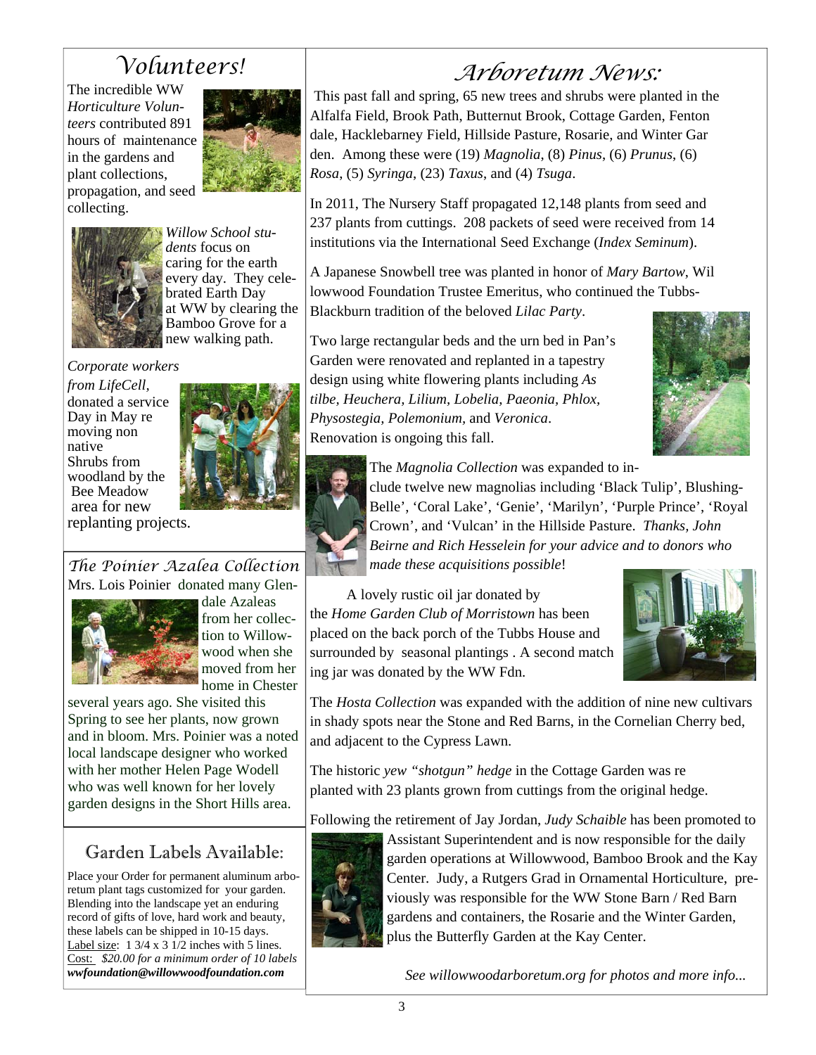## Volunteers!

The incredible WW *Horticulture Volunteers* contributed 891 hours of maintenance in the gardens and plant collections, propagation, and seed collecting.

*Willow School students* focus on caring for the earth every day. They celebrated Earth Day at WW by clearing the Bamboo Grove for a new walking path.

*Corporate workers from LifeCell*, donated a service Day in May removing non native Shrubs from woodland by the Bee Meadow area for new replanting projects.

## The Poinier Azalea Collection

Mrs. Lois Poinier donated many Glendale Azaleas from her collection to Willowwood when she moved from her home in Chester several years ago. She visited this Spring to see her plants, now grown and in bloom. Mrs. Poinier was a noted local landscape designer who worked with her mother Helen Page Wodell who was well known for her lovely garden designs in the Short Hills area.

## Garden Labels Available:

Place your Order for permanent aluminum arboretum plant tags customized for your garden. Blending into the landscape yet an enduring record of gifts of love, hard work and beauty, these labels can be shipped in 10-15 days.
Label size: 1 3/4 x 3 1/2 inches with 5 lines.
Cost: *$20.00 for a minimum order of 10 labels*
***wwfoundation@willowwoodfoundation.com***

## Arboretum News:

This past fall and spring, 65 new trees and shrubs were planted in the Alfalfa Field, Brook Path, Butternut Brook, Cottage Garden, Fentondale, Hacklebarney Field, Hillside Pasture, Rosarie, and Winter Garden. Among these were (19) *Magnolia*, (8) *Pinus*, (6) *Prunus*, (6) *Rosa*, (5) *Syringa*, (23) *Taxus*, and (4) *Tsuga*.

In 2011, The Nursery Staff propagated 12,148 plants from seed and 237 plants from cuttings. 208 packets of seed were received from 14 institutions via the International Seed Exchange (*Index Seminum*).

A Japanese Snowbell tree was planted in honor of *Mary Bartow*, Willowwood Foundation Trustee Emeritus, who continued the Tubbs-Blackburn tradition of the beloved *Lilac Party*.

Two large rectangular beds and the urn bed in Pan's Garden were renovated and replanted in a tapestry design using white flowering plants including *Astilbe, Heuchera, Lilium, Lobelia, Paeonia, Phlox, Physostegia, Polemonium*, and *Veronica*. Renovation is ongoing this fall.

The *Magnolia Collection* was expanded to include twelve new magnolias including 'Black Tulip', Blushing-Belle', 'Coral Lake', 'Genie', 'Marilyn', 'Purple Prince', 'Royal Crown', and 'Vulcan' in the Hillside Pasture. *Thanks, John Beirne and Rich Hesselein for your advice and to donors who made these acquisitions possible*!

A lovely rustic oil jar donated by the *Home Garden Club of Morristown* has been placed on the back porch of the Tubbs House and surrounded by seasonal plantings . A second matching jar was donated by the WW Fdn.

The *Hosta Collection* was expanded with the addition of nine new cultivars in shady spots near the Stone and Red Barns, in the Cornelian Cherry bed, and adjacent to the Cypress Lawn.

The historic *yew "shotgun" hedge* in the Cottage Garden was replanted with 23 plants grown from cuttings from the original hedge.

Following the retirement of Jay Jordan, *Judy Schaible* has been promoted to Assistant Superintendent and is now responsible for the daily garden operations at Willowwood, Bamboo Brook and the Kay Center. Judy, a Rutgers Grad in Ornamental Horticulture, previously was responsible for the WW Stone Barn / Red Barn gardens and containers, the Rosarie and the Winter Garden, plus the Butterfly Garden at the Kay Center.

*See willowwoodarboretum.org for photos and more info...*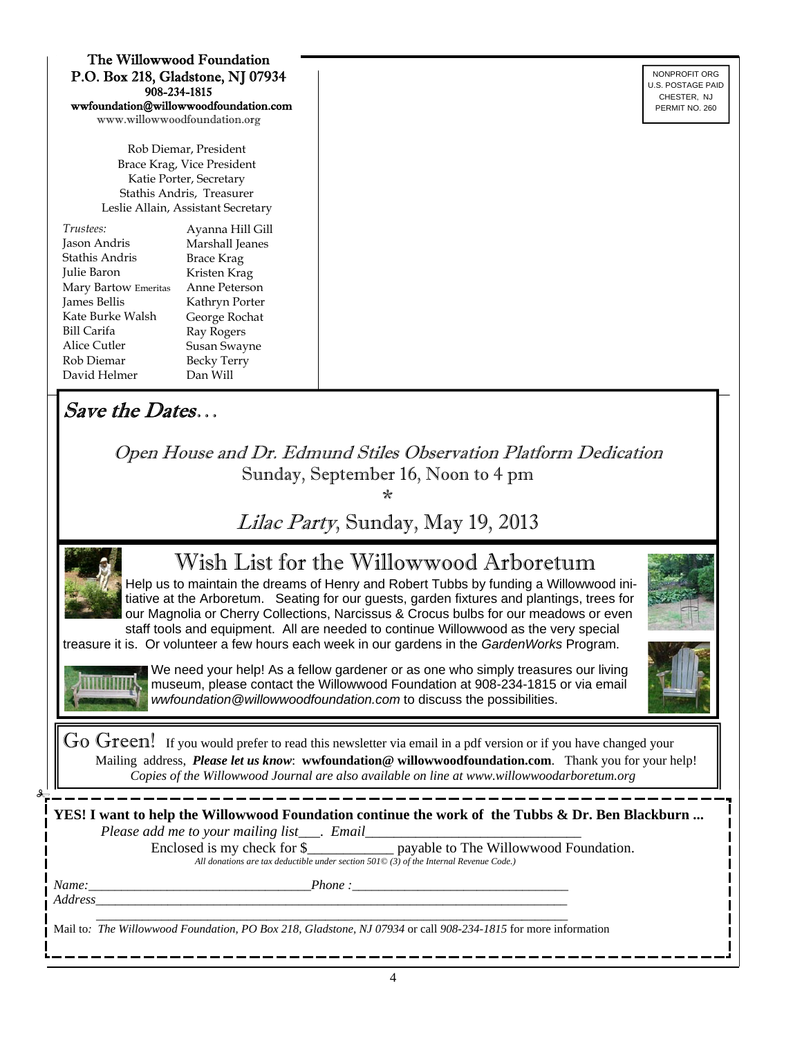**The Willowwood Foundation**
**P.O. Box 218, Gladstone, NJ 07934**
**908-234-1815**
**wwfoundation@willowwoodfoundation.com**
www.willowwoodfoundation.org

Rob Diemar, President
Brace Krag, Vice President
Katie Porter, Secretary
Stathis Andris, Treasurer
Leslie Allain, Assistant Secretary

*Trustees:*

| | |
|---|---|
| Jason Andris | Ayanna Hill Gill |
| Stathis Andris | Marshall Jeanes |
| Julie Baron | Brace Krag |
| Mary Bartow Emeritas | Kristen Krag |
| James Bellis | Anne Peterson |
| Kate Burke Walsh | Kathryn Porter |
| Bill Carifa | George Rochat |
| Alice Cutler | Ray Rogers |
| Rob Diemar | Susan Swayne |
| David Helmer | Becky Terry |
| | Dan Will |

NONPROFIT ORG
U.S. POSTAGE PAID
CHESTER, NJ
PERMIT NO. 260

## *Save the Dates…*

*Open House and Dr. Edmund Stiles Observation Platform Dedication*
Sunday, September 16, Noon to 4 pm

*

*Lilac Party*, Sunday, May 19, 2013

## Wish List for the Willowwood Arboretum

Help us to maintain the dreams of Henry and Robert Tubbs by funding a Willowwood initiative at the Arboretum. Seating for our guests, garden fixtures and plantings, trees for our Magnolia or Cherry Collections, Narcissus & Crocus bulbs for our meadows or even staff tools and equipment. All are needed to continue Willowwood as the very special treasure it is. Or volunteer a few hours each week in our gardens in the *GardenWorks* Program.

We need your help! As a fellow gardener or as one who simply treasures our living museum, please contact the Willowwood Foundation at 908-234-1815 or via email *wwfoundation@willowwoodfoundation.com* to discuss the possibilities.

Go Green! If you would prefer to read this newsletter via email in a pdf version or if you have changed your Mailing address, ***Please let us know***: **wwfoundation@ willowwoodfoundation.com**. Thank you for your help! *Copies of the Willowwood Journal are also available on line at www.willowwoodarboretum.org*

**YES! I want to help the Willowwood Foundation continue the work of the Tubbs & Dr. Ben Blackburn ...**

*Please add me to your mailing list___. Email*_______________________________

Enclosed is my check for $____________ payable to The Willowwood Foundation.

*All donations are tax deductible under section 501© (3) of the Internal Revenue Code.)*

*Name:*_________________________________*Phone :*________________________________

*Address*_______________________________________________________________________

_______________________________________________________________________

Mail to*: The Willowwood Foundation, PO Box 218, Gladstone, NJ 07934* or call *908-234-1815* for more information